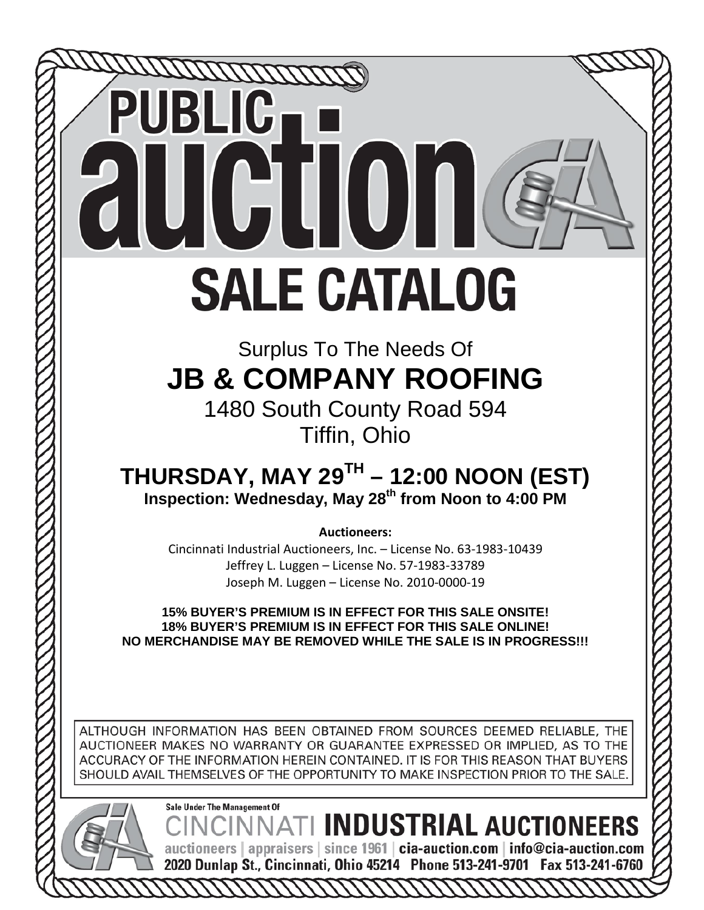# PUBLIC auction

# SALE CATALOG

Surplus To The Needs Of

## JB & COMPANY ROOFING

1480 South County Road 594
Tiffin, Ohio

## THURSDAY, MAY 29TH – 12:00 NOON (EST)

**Inspection: Wednesday, May 28th from Noon to 4:00 PM**

**Auctioneers:**

Cincinnati Industrial Auctioneers, Inc. – License No. 63-1983-10439
Jeffrey L. Luggen – License No. 57-1983-33789
Joseph M. Luggen – License No. 2010-0000-19

**15% BUYER'S PREMIUM IS IN EFFECT FOR THIS SALE ONSITE!**
**18% BUYER'S PREMIUM IS IN EFFECT FOR THIS SALE ONLINE!**
**NO MERCHANDISE MAY BE REMOVED WHILE THE SALE IS IN PROGRESS!!!**

ALTHOUGH INFORMATION HAS BEEN OBTAINED FROM SOURCES DEEMED RELIABLE, THE AUCTIONEER MAKES NO WARRANTY OR GUARANTEE EXPRESSED OR IMPLIED, AS TO THE ACCURACY OF THE INFORMATION HEREIN CONTAINED. IT IS FOR THIS REASON THAT BUYERS SHOULD AVAIL THEMSELVES OF THE OPPORTUNITY TO MAKE INSPECTION PRIOR TO THE SALE.

Sale Under The Management Of

**CINCINNATI INDUSTRIAL AUCTIONEERS**

auctioneers | appraisers | since 1961 | cia-auction.com | info@cia-auction.com
2020 Dunlap St., Cincinnati, Ohio 45214 Phone 513-241-9701 Fax 513-241-6760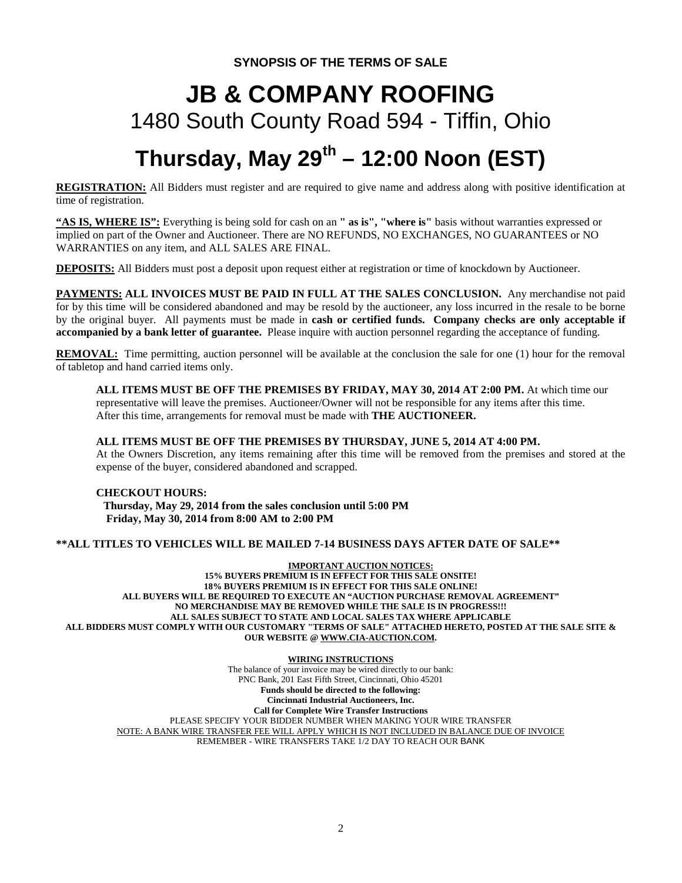**SYNOPSIS OF THE TERMS OF SALE**

# JB & COMPANY ROOFING

## 1480 South County Road 594 - Tiffin, Ohio

# Thursday, May 29th – 12:00 Noon (EST)

**REGISTRATION:** All Bidders must register and are required to give name and address along with positive identification at time of registration.

**"AS IS, WHERE IS":** Everything is being sold for cash on an **" as is", "where is"** basis without warranties expressed or implied on part of the Owner and Auctioneer. There are NO REFUNDS, NO EXCHANGES, NO GUARANTEES or NO WARRANTIES on any item, and ALL SALES ARE FINAL.

**DEPOSITS:** All Bidders must post a deposit upon request either at registration or time of knockdown by Auctioneer.

**PAYMENTS: ALL INVOICES MUST BE PAID IN FULL AT THE SALES CONCLUSION.** Any merchandise not paid for by this time will be considered abandoned and may be resold by the auctioneer, any loss incurred in the resale to be borne by the original buyer. All payments must be made in **cash or certified funds. Company checks are only acceptable if accompanied by a bank letter of guarantee.** Please inquire with auction personnel regarding the acceptance of funding.

**REMOVAL:** Time permitting, auction personnel will be available at the conclusion the sale for one (1) hour for the removal of tabletop and hand carried items only.

**ALL ITEMS MUST BE OFF THE PREMISES BY FRIDAY, MAY 30, 2014 AT 2:00 PM.** At which time our representative will leave the premises. Auctioneer/Owner will not be responsible for any items after this time. After this time, arrangements for removal must be made with **THE AUCTIONEER.**

**ALL ITEMS MUST BE OFF THE PREMISES BY THURSDAY, JUNE 5, 2014 AT 4:00 PM.**
At the Owners Discretion, any items remaining after this time will be removed from the premises and stored at the expense of the buyer, considered abandoned and scrapped.

**CHECKOUT HOURS:**
**Thursday, May 29, 2014 from the sales conclusion until 5:00 PM**
**Friday, May 30, 2014 from 8:00 AM to 2:00 PM**

**\*\*ALL TITLES TO VEHICLES WILL BE MAILED 7-14 BUSINESS DAYS AFTER DATE OF SALE\*\***

**IMPORTANT AUCTION NOTICES:**
**15% BUYERS PREMIUM IS IN EFFECT FOR THIS SALE ONSITE!**
**18% BUYERS PREMIUM IS IN EFFECT FOR THIS SALE ONLINE!**
**ALL BUYERS WILL BE REQUIRED TO EXECUTE AN "AUCTION PURCHASE REMOVAL AGREEMENT"**
**NO MERCHANDISE MAY BE REMOVED WHILE THE SALE IS IN PROGRESS!!!**
**ALL SALES SUBJECT TO STATE AND LOCAL SALES TAX WHERE APPLICABLE**
**ALL BIDDERS MUST COMPLY WITH OUR CUSTOMARY "TERMS OF SALE" ATTACHED HERETO, POSTED AT THE SALE SITE & OUR WEBSITE @ WWW.CIA-AUCTION.COM.**

**WIRING INSTRUCTIONS**
The balance of your invoice may be wired directly to our bank:
PNC Bank, 201 East Fifth Street, Cincinnati, Ohio 45201
**Funds should be directed to the following:**
**Cincinnati Industrial Auctioneers, Inc.**
**Call for Complete Wire Transfer Instructions**
PLEASE SPECIFY YOUR BIDDER NUMBER WHEN MAKING YOUR WIRE TRANSFER
NOTE: A BANK WIRE TRANSFER FEE WILL APPLY WHICH IS NOT INCLUDED IN BALANCE DUE OF INVOICE
REMEMBER - WIRE TRANSFERS TAKE 1/2 DAY TO REACH OUR BANK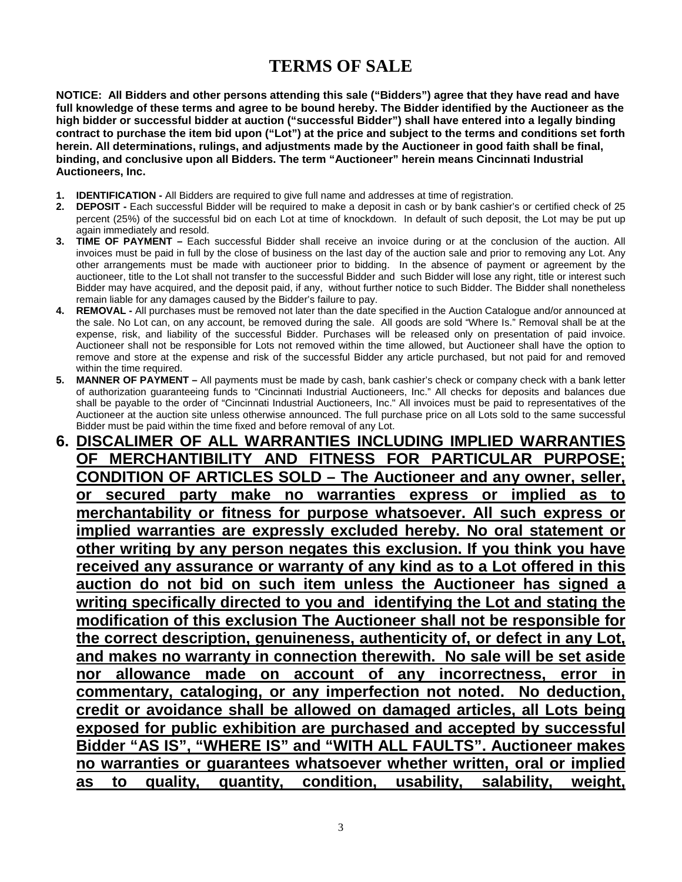# TERMS OF SALE

**NOTICE: All Bidders and other persons attending this sale ("Bidders") agree that they have read and have full knowledge of these terms and agree to be bound hereby. The Bidder identified by the Auctioneer as the high bidder or successful bidder at auction ("successful Bidder") shall have entered into a legally binding contract to purchase the item bid upon ("Lot") at the price and subject to the terms and conditions set forth herein. All determinations, rulings, and adjustments made by the Auctioneer in good faith shall be final, binding, and conclusive upon all Bidders. The term "Auctioneer" herein means Cincinnati Industrial Auctioneers, Inc.**

1. **IDENTIFICATION -** All Bidders are required to give full name and addresses at time of registration.
2. **DEPOSIT -** Each successful Bidder will be required to make a deposit in cash or by bank cashier's or certified check of 25 percent (25%) of the successful bid on each Lot at time of knockdown. In default of such deposit, the Lot may be put up again immediately and resold.
3. **TIME OF PAYMENT –** Each successful Bidder shall receive an invoice during or at the conclusion of the auction. All invoices must be paid in full by the close of business on the last day of the auction sale and prior to removing any Lot. Any other arrangements must be made with auctioneer prior to bidding. In the absence of payment or agreement by the auctioneer, title to the Lot shall not transfer to the successful Bidder and such Bidder will lose any right, title or interest such Bidder may have acquired, and the deposit paid, if any, without further notice to such Bidder. The Bidder shall nonetheless remain liable for any damages caused by the Bidder's failure to pay.
4. **REMOVAL -** All purchases must be removed not later than the date specified in the Auction Catalogue and/or announced at the sale. No Lot can, on any account, be removed during the sale. All goods are sold "Where Is." Removal shall be at the expense, risk, and liability of the successful Bidder. Purchases will be released only on presentation of paid invoice. Auctioneer shall not be responsible for Lots not removed within the time allowed, but Auctioneer shall have the option to remove and store at the expense and risk of the successful Bidder any article purchased, but not paid for and removed within the time required.
5. **MANNER OF PAYMENT –** All payments must be made by cash, bank cashier's check or company check with a bank letter of authorization guaranteeing funds to "Cincinnati Industrial Auctioneers, Inc." All checks for deposits and balances due shall be payable to the order of "Cincinnati Industrial Auctioneers, Inc." All invoices must be paid to representatives of the Auctioneer at the auction site unless otherwise announced. The full purchase price on all Lots sold to the same successful Bidder must be paid within the time fixed and before removal of any Lot.
6. **<u>DISCALIMER OF ALL WARRANTIES INCLUDING IMPLIED WARRANTIES OF MERCHANTIBILITY AND FITNESS FOR PARTICULAR PURPOSE; CONDITION OF ARTICLES SOLD – The Auctioneer and any owner, seller, or secured party make no warranties express or implied as to merchantability or fitness for purpose whatsoever. All such express or implied warranties are expressly excluded hereby. No oral statement or other writing by any person negates this exclusion. If you think you have received any assurance or warranty of any kind as to a Lot offered in this auction do not bid on such item unless the Auctioneer has signed a writing specifically directed to you and identifying the Lot and stating the modification of this exclusion The Auctioneer shall not be responsible for the correct description, genuineness, authenticity of, or defect in any Lot, and makes no warranty in connection therewith. No sale will be set aside nor allowance made on account of any incorrectness, error in commentary, cataloging, or any imperfection not noted. No deduction, credit or avoidance shall be allowed on damaged articles, all Lots being exposed for public exhibition are purchased and accepted by successful Bidder "AS IS", "WHERE IS" and "WITH ALL FAULTS". Auctioneer makes no warranties or guarantees whatsoever whether written, oral or implied as to quality, quantity, condition, usability, salability, weight,</u>**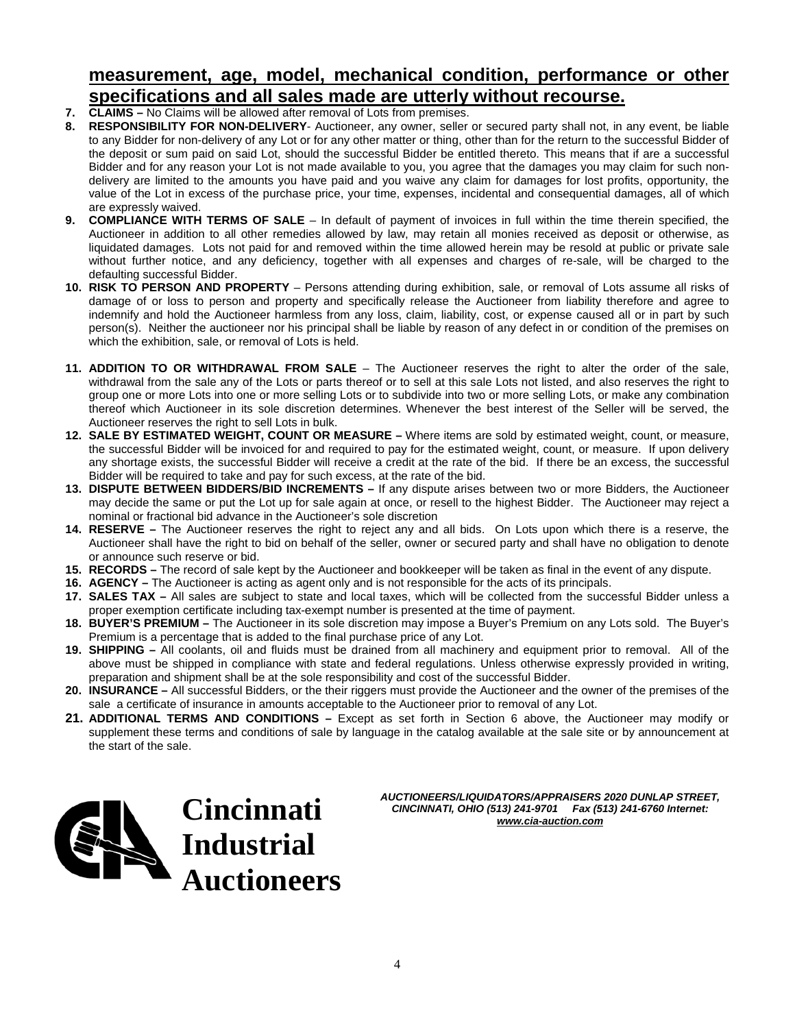**<u>measurement, age, model, mechanical condition, performance or other specifications and all sales made are utterly without recourse.</u>**

7. **CLAIMS –** No Claims will be allowed after removal of Lots from premises.
8. **RESPONSIBILITY FOR NON-DELIVERY**- Auctioneer, any owner, seller or secured party shall not, in any event, be liable to any Bidder for non-delivery of any Lot or for any other matter or thing, other than for the return to the successful Bidder of the deposit or sum paid on said Lot, should the successful Bidder be entitled thereto. This means that if are a successful Bidder and for any reason your Lot is not made available to you, you agree that the damages you may claim for such non-delivery are limited to the amounts you have paid and you waive any claim for damages for lost profits, opportunity, the value of the Lot in excess of the purchase price, your time, expenses, incidental and consequential damages, all of which are expressly waived.
9. **COMPLIANCE WITH TERMS OF SALE** – In default of payment of invoices in full within the time therein specified, the Auctioneer in addition to all other remedies allowed by law, may retain all monies received as deposit or otherwise, as liquidated damages. Lots not paid for and removed within the time allowed herein may be resold at public or private sale without further notice, and any deficiency, together with all expenses and charges of re-sale, will be charged to the defaulting successful Bidder.
10. **RISK TO PERSON AND PROPERTY** – Persons attending during exhibition, sale, or removal of Lots assume all risks of damage of or loss to person and property and specifically release the Auctioneer from liability therefore and agree to indemnify and hold the Auctioneer harmless from any loss, claim, liability, cost, or expense caused all or in part by such person(s). Neither the auctioneer nor his principal shall be liable by reason of any defect in or condition of the premises on which the exhibition, sale, or removal of Lots is held.
11. **ADDITION TO OR WITHDRAWAL FROM SALE** – The Auctioneer reserves the right to alter the order of the sale, withdrawal from the sale any of the Lots or parts thereof or to sell at this sale Lots not listed, and also reserves the right to group one or more Lots into one or more selling Lots or to subdivide into two or more selling Lots, or make any combination thereof which Auctioneer in its sole discretion determines. Whenever the best interest of the Seller will be served, the Auctioneer reserves the right to sell Lots in bulk.
12. **SALE BY ESTIMATED WEIGHT, COUNT OR MEASURE –** Where items are sold by estimated weight, count, or measure, the successful Bidder will be invoiced for and required to pay for the estimated weight, count, or measure. If upon delivery any shortage exists, the successful Bidder will receive a credit at the rate of the bid. If there be an excess, the successful Bidder will be required to take and pay for such excess, at the rate of the bid.
13. **DISPUTE BETWEEN BIDDERS/BID INCREMENTS –** If any dispute arises between two or more Bidders, the Auctioneer may decide the same or put the Lot up for sale again at once, or resell to the highest Bidder. The Auctioneer may reject a nominal or fractional bid advance in the Auctioneer's sole discretion
14. **RESERVE –** The Auctioneer reserves the right to reject any and all bids. On Lots upon which there is a reserve, the Auctioneer shall have the right to bid on behalf of the seller, owner or secured party and shall have no obligation to denote or announce such reserve or bid.
15. **RECORDS –** The record of sale kept by the Auctioneer and bookkeeper will be taken as final in the event of any dispute.
16. **AGENCY –** The Auctioneer is acting as agent only and is not responsible for the acts of its principals.
17. **SALES TAX –** All sales are subject to state and local taxes, which will be collected from the successful Bidder unless a proper exemption certificate including tax-exempt number is presented at the time of payment.
18. **BUYER'S PREMIUM –** The Auctioneer in its sole discretion may impose a Buyer's Premium on any Lots sold. The Buyer's Premium is a percentage that is added to the final purchase price of any Lot.
19. **SHIPPING –** All coolants, oil and fluids must be drained from all machinery and equipment prior to removal. All of the above must be shipped in compliance with state and federal regulations. Unless otherwise expressly provided in writing, preparation and shipment shall be at the sole responsibility and cost of the successful Bidder.
20. **INSURANCE –** All successful Bidders, or the their riggers must provide the Auctioneer and the owner of the premises of the sale a certificate of insurance in amounts acceptable to the Auctioneer prior to removal of any Lot.
21. **ADDITIONAL TERMS AND CONDITIONS –** Except as set forth in Section 6 above, the Auctioneer may modify or supplement these terms and conditions of sale by language in the catalog available at the sale site or by announcement at the start of the sale.

**Cincinnati Industrial Auctioneers**

***AUCTIONEERS/LIQUIDATORS/APPRAISERS 2020 DUNLAP STREET, CINCINNATI, OHIO (513) 241-9701 Fax (513) 241-6760 Internet: <u>www.cia-auction.com</u>***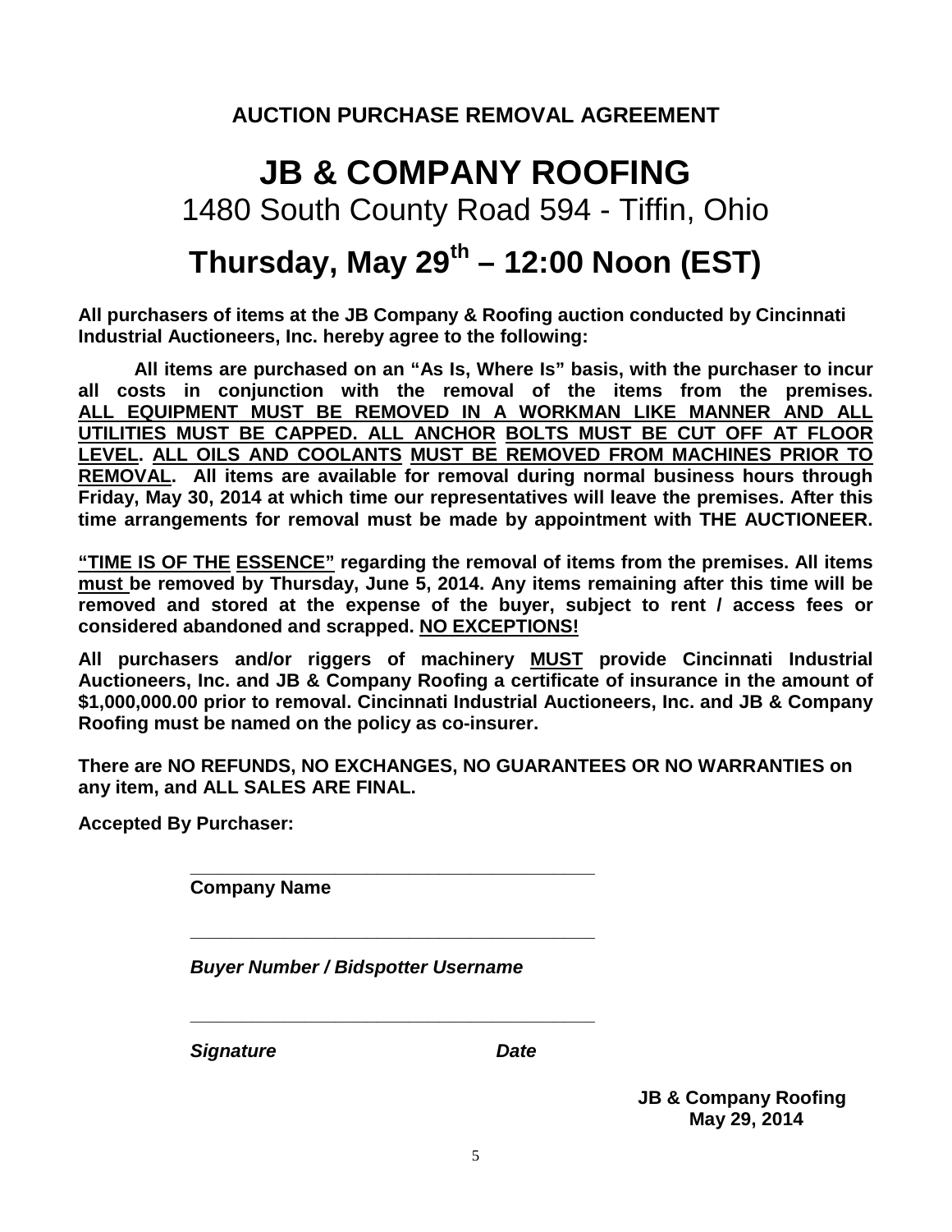**AUCTION PURCHASE REMOVAL AGREEMENT**

# JB & COMPANY ROOFING

## 1480 South County Road 594 - Tiffin, Ohio

# Thursday, May 29th – 12:00 Noon (EST)

**All purchasers of items at the JB Company & Roofing auction conducted by Cincinnati Industrial Auctioneers, Inc. hereby agree to the following:**

**All items are purchased on an "As Is, Where Is" basis, with the purchaser to incur all costs in conjunction with the removal of the items from the premises. <u>ALL EQUIPMENT MUST BE REMOVED IN A WORKMAN LIKE MANNER AND ALL UTILITIES MUST BE CAPPED. ALL ANCHOR BOLTS MUST BE CUT OFF AT FLOOR LEVEL</u>. <u>ALL OILS AND COOLANTS MUST BE REMOVED FROM MACHINES PRIOR TO REMOVAL</u>. All items are available for removal during normal business hours through Friday, May 30, 2014 at which time our representatives will leave the premises. After this time arrangements for removal must be made by appointment with THE AUCTIONEER.**

**<u>"TIME IS OF THE ESSENCE"</u> regarding the removal of items from the premises. All items <u>must</u> be removed by Thursday, June 5, 2014. Any items remaining after this time will be removed and stored at the expense of the buyer, subject to rent / access fees or considered abandoned and scrapped. <u>NO EXCEPTIONS!</u>**

**All purchasers and/or riggers of machinery <u>MUST</u> provide Cincinnati Industrial Auctioneers, Inc. and JB & Company Roofing a certificate of insurance in the amount of $1,000,000.00 prior to removal. Cincinnati Industrial Auctioneers, Inc. and JB & Company Roofing must be named on the policy as co-insurer.**

**There are NO REFUNDS, NO EXCHANGES, NO GUARANTEES OR NO WARRANTIES on any item, and ALL SALES ARE FINAL.**

**Accepted By Purchaser:**

\_\_\_\_\_\_\_\_\_\_\_\_\_\_\_\_\_\_\_\_\_\_\_\_\_\_\_\_\_\_\_\_\_\_\_\_\_\_\_\_

**Company Name**

\_\_\_\_\_\_\_\_\_\_\_\_\_\_\_\_\_\_\_\_\_\_\_\_\_\_\_\_\_\_\_\_\_\_\_\_\_\_\_\_

***Buyer Number / Bidspotter Username***

\_\_\_\_\_\_\_\_\_\_\_\_\_\_\_\_\_\_\_\_\_\_\_\_\_\_\_\_\_\_\_\_\_\_\_\_\_\_\_\_

***Signature*** ***Date***

**JB & Company Roofing**
**May 29, 2014**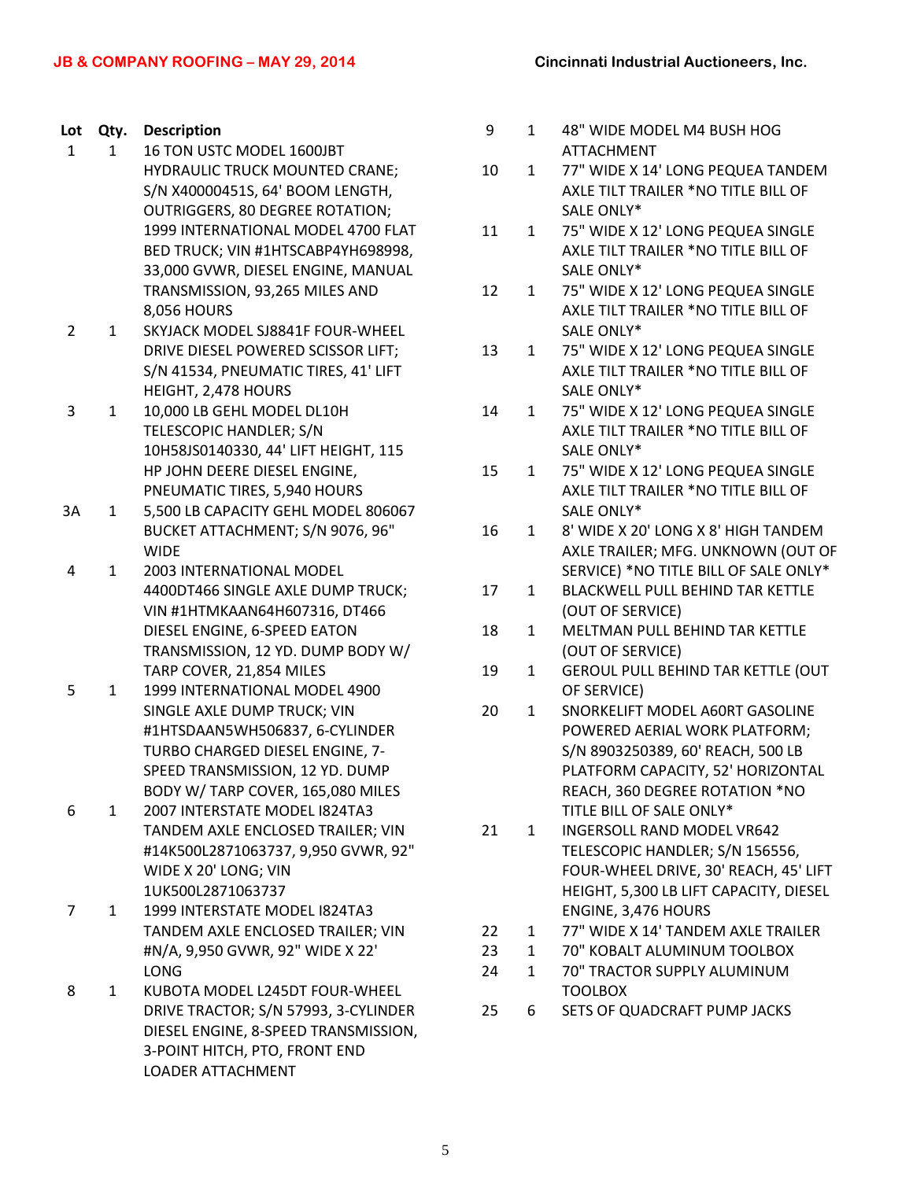| Lot | Qty. | Description |
|---|---|---|
| 1 | 1 | 16 TON USTC MODEL 1600JBT HYDRAULIC TRUCK MOUNTED CRANE; S/N X40000451S, 64' BOOM LENGTH, OUTRIGGERS, 80 DEGREE ROTATION; 1999 INTERNATIONAL MODEL 4700 FLAT BED TRUCK; VIN #1HTSCABP4YH698998, 33,000 GVWR, DIESEL ENGINE, MANUAL TRANSMISSION, 93,265 MILES AND 8,056 HOURS |
| 2 | 1 | SKYJACK MODEL SJ8841F FOUR-WHEEL DRIVE DIESEL POWERED SCISSOR LIFT; S/N 41534, PNEUMATIC TIRES, 41' LIFT HEIGHT, 2,478 HOURS |
| 3 | 1 | 10,000 LB GEHL MODEL DL10H TELESCOPIC HANDLER; S/N 10H58JS0140330, 44' LIFT HEIGHT, 115 HP JOHN DEERE DIESEL ENGINE, PNEUMATIC TIRES, 5,940 HOURS |
| 3A | 1 | 5,500 LB CAPACITY GEHL MODEL 806067 BUCKET ATTACHMENT; S/N 9076, 96" WIDE |
| 4 | 1 | 2003 INTERNATIONAL MODEL 4400DT466 SINGLE AXLE DUMP TRUCK; VIN #1HTMKAAN64H607316, DT466 DIESEL ENGINE, 6-SPEED EATON TRANSMISSION, 12 YD. DUMP BODY W/ TARP COVER, 21,854 MILES |
| 5 | 1 | 1999 INTERNATIONAL MODEL 4900 SINGLE AXLE DUMP TRUCK; VIN #1HTSDAAN5WH506837, 6-CYLINDER TURBO CHARGED DIESEL ENGINE, 7-SPEED TRANSMISSION, 12 YD. DUMP BODY W/ TARP COVER, 165,080 MILES |
| 6 | 1 | 2007 INTERSTATE MODEL I824TA3 TANDEM AXLE ENCLOSED TRAILER; VIN #14K500L2871063737, 9,950 GVWR, 92" WIDE X 20' LONG; VIN 1UK500L2871063737 |
| 7 | 1 | 1999 INTERSTATE MODEL I824TA3 TANDEM AXLE ENCLOSED TRAILER; VIN #N/A, 9,950 GVWR, 92" WIDE X 22' LONG |
| 8 | 1 | KUBOTA MODEL L245DT FOUR-WHEEL DRIVE TRACTOR; S/N 57993, 3-CYLINDER DIESEL ENGINE, 8-SPEED TRANSMISSION, 3-POINT HITCH, PTO, FRONT END LOADER ATTACHMENT |
| 9 | 1 | 48" WIDE MODEL M4 BUSH HOG ATTACHMENT |
| 10 | 1 | 77" WIDE X 14' LONG PEQUEA TANDEM AXLE TILT TRAILER *NO TITLE BILL OF SALE ONLY* |
| 11 | 1 | 75" WIDE X 12' LONG PEQUEA SINGLE AXLE TILT TRAILER *NO TITLE BILL OF SALE ONLY* |
| 12 | 1 | 75" WIDE X 12' LONG PEQUEA SINGLE AXLE TILT TRAILER *NO TITLE BILL OF SALE ONLY* |
| 13 | 1 | 75" WIDE X 12' LONG PEQUEA SINGLE AXLE TILT TRAILER *NO TITLE BILL OF SALE ONLY* |
| 14 | 1 | 75" WIDE X 12' LONG PEQUEA SINGLE AXLE TILT TRAILER *NO TITLE BILL OF SALE ONLY* |
| 15 | 1 | 75" WIDE X 12' LONG PEQUEA SINGLE AXLE TILT TRAILER *NO TITLE BILL OF SALE ONLY* |
| 16 | 1 | 8' WIDE X 20' LONG X 8' HIGH TANDEM AXLE TRAILER; MFG. UNKNOWN (OUT OF SERVICE) *NO TITLE BILL OF SALE ONLY* |
| 17 | 1 | BLACKWELL PULL BEHIND TAR KETTLE (OUT OF SERVICE) |
| 18 | 1 | MELTMAN PULL BEHIND TAR KETTLE (OUT OF SERVICE) |
| 19 | 1 | GEROUL PULL BEHIND TAR KETTLE (OUT OF SERVICE) |
| 20 | 1 | SNORKELIFT MODEL A60RT GASOLINE POWERED AERIAL WORK PLATFORM; S/N 8903250389, 60' REACH, 500 LB PLATFORM CAPACITY, 52' HORIZONTAL REACH, 360 DEGREE ROTATION *NO TITLE BILL OF SALE ONLY* |
| 21 | 1 | INGERSOLL RAND MODEL VR642 TELESCOPIC HANDLER; S/N 156556, FOUR-WHEEL DRIVE, 30' REACH, 45' LIFT HEIGHT, 5,300 LB LIFT CAPACITY, DIESEL ENGINE, 3,476 HOURS |
| 22 | 1 | 77" WIDE X 14' TANDEM AXLE TRAILER |
| 23 | 1 | 70" KOBALT ALUMINUM TOOLBOX |
| 24 | 1 | 70" TRACTOR SUPPLY ALUMINUM TOOLBOX |
| 25 | 6 | SETS OF QUADCRAFT PUMP JACKS |